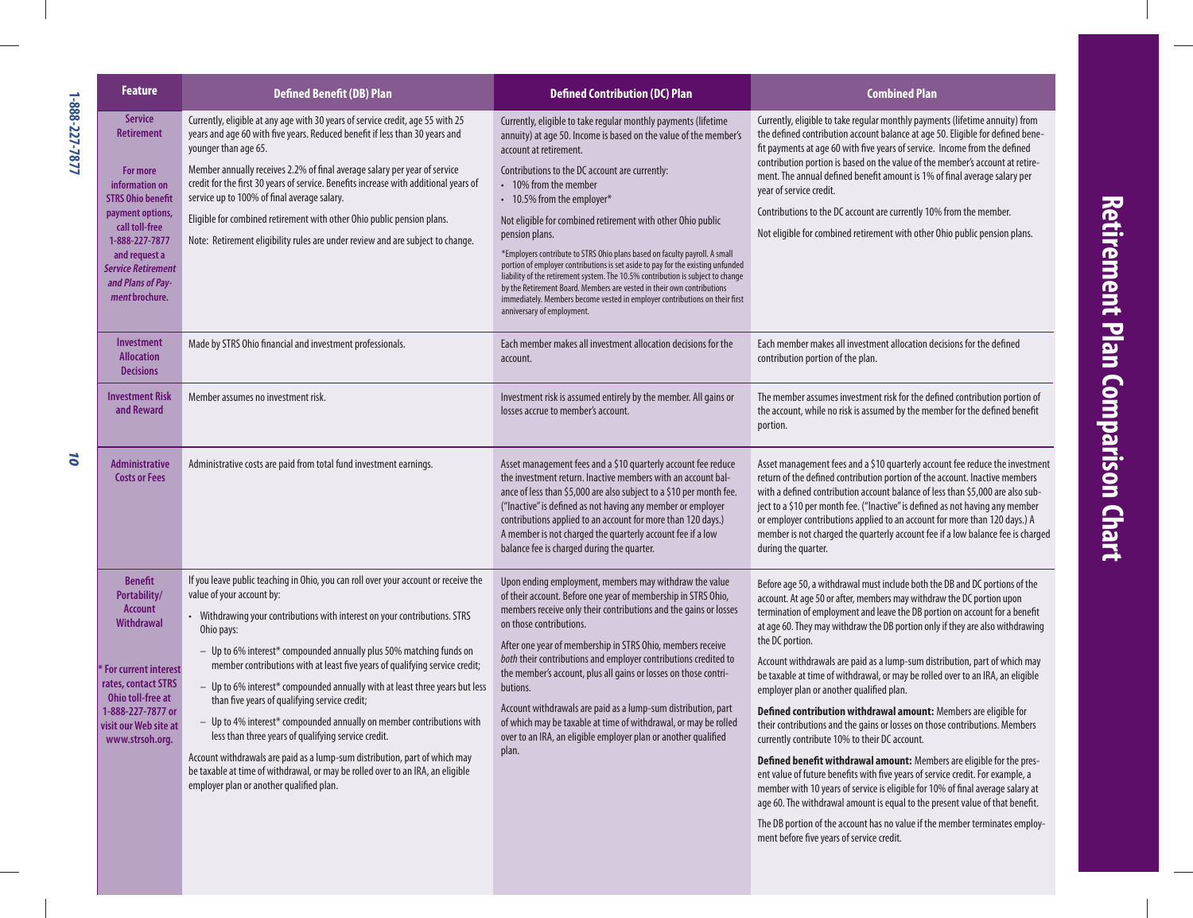# Retirement Plan Comparison Chart

| Feature | Defined Benefit (DB) Plan | Defined Contribution (DC) Plan | Combined Plan |
|---|---|---|---|
| **Service Retirement**<br><br>**For more information on STRS Ohio benefit payment options, call toll-free 1-888-227-7877 and request a *Service Retirement and Plans of Payment* brochure.** | Currently, eligible at any age with 30 years of service credit, age 55 with 25 years and age 60 with five years. Reduced benefit if less than 30 years and younger than age 65.<br><br>Member annually receives 2.2% of final average salary per year of service credit for the first 30 years of service. Benefits increase with additional years of service up to 100% of final average salary.<br><br>Eligible for combined retirement with other Ohio public pension plans.<br><br>Note: Retirement eligibility rules are under review and are subject to change. | Currently, eligible to take regular monthly payments (lifetime annuity) at age 50. Income is based on the value of the member's account at retirement.<br><br>Contributions to the DC account are currently:<br>• 10% from the member<br>• 10.5% from the employer*<br><br>Not eligible for combined retirement with other Ohio public pension plans.<br><br>*Employers contribute to STRS Ohio plans based on faculty payroll. A small portion of employer contributions is set aside to pay for the existing unfunded liability of the retirement system. The 10.5% contribution is subject to change by the Retirement Board. Members are vested in their own contributions immediately. Members become vested in employer contributions on their first anniversary of employment. | Currently, eligible to take regular monthly payments (lifetime annuity) from the defined contribution account balance at age 50. Eligible for defined benefit payments at age 60 with five years of service. Income from the defined contribution portion is based on the value of the member's account at retirement. The annual defined benefit amount is 1% of final average salary per year of service credit.<br><br>Contributions to the DC account are currently 10% from the member.<br><br>Not eligible for combined retirement with other Ohio public pension plans. |
| **Investment Allocation Decisions** | Made by STRS Ohio financial and investment professionals. | Each member makes all investment allocation decisions for the account. | Each member makes all investment allocation decisions for the defined contribution portion of the plan. |
| **Investment Risk and Reward** | Member assumes no investment risk. | Investment risk is assumed entirely by the member. All gains or losses accrue to member's account. | The member assumes investment risk for the defined contribution portion of the account, while no risk is assumed by the member for the defined benefit portion. |
| **Administrative Costs or Fees** | Administrative costs are paid from total fund investment earnings. | Asset management fees and a $10 quarterly account fee reduce the investment return. Inactive members with an account balance of less than $5,000 are also subject to a $10 per month fee. ("Inactive" is defined as not having any member or employer contributions applied to an account for more than 120 days.) A member is not charged the quarterly account fee if a low balance fee is charged during the quarter. | Asset management fees and a $10 quarterly account fee reduce the investment return of the defined contribution portion of the account. Inactive members with a defined contribution account balance of less than $5,000 are also subject to a $10 per month fee. ("Inactive" is defined as not having any member or employer contributions applied to an account for more than 120 days.) A member is not charged the quarterly account fee if a low balance fee is charged during the quarter. |
| **Benefit Portability/ Account Withdrawal**<br><br>**\* For current interest rates, contact STRS Ohio toll-free at 1-888-227-7877 or visit our Web site at www.strsoh.org.** | If you leave public teaching in Ohio, you can roll over your account or receive the value of your account by:<br>• Withdrawing your contributions with interest on your contributions. STRS Ohio pays:<br>– Up to 6% interest* compounded annually plus 50% matching funds on member contributions with at least five years of qualifying service credit;<br>– Up to 6% interest* compounded annually with at least three years but less than five years of qualifying service credit;<br>– Up to 4% interest* compounded annually on member contributions with less than three years of qualifying service credit.<br><br>Account withdrawals are paid as a lump-sum distribution, part of which may be taxable at time of withdrawal, or may be rolled over to an IRA, an eligible employer plan or another qualified plan. | Upon ending employment, members may withdraw the value of their account. Before one year of membership in STRS Ohio, members receive only their contributions and the gains or losses on those contributions.<br><br>After one year of membership in STRS Ohio, members receive *both* their contributions and employer contributions credited to the member's account, plus all gains or losses on those contributions.<br><br>Account withdrawals are paid as a lump-sum distribution, part of which may be taxable at time of withdrawal, or may be rolled over to an IRA, an eligible employer plan or another qualified plan. | Before age 50, a withdrawal must include both the DB and DC portions of the account. At age 50 or after, members may withdraw the DC portion upon termination of employment and leave the DB portion on account for a benefit at age 60. They may withdraw the DB portion only if they are also withdrawing the DC portion.<br><br>Account withdrawals are paid as a lump-sum distribution, part of which may be taxable at time of withdrawal, or may be rolled over to an IRA, an eligible employer plan or another qualified plan.<br><br>**Defined contribution withdrawal amount:** Members are eligible for their contributions and the gains or losses on those contributions. Members currently contribute 10% to their DC account.<br><br>**Defined benefit withdrawal amount:** Members are eligible for the present value of future benefits with five years of service credit. For example, a member with 10 years of service is eligible for 10% of final average salary at age 60. The withdrawal amount is equal to the present value of that benefit.<br><br>The DB portion of the account has no value if the member terminates employment before five years of service credit. |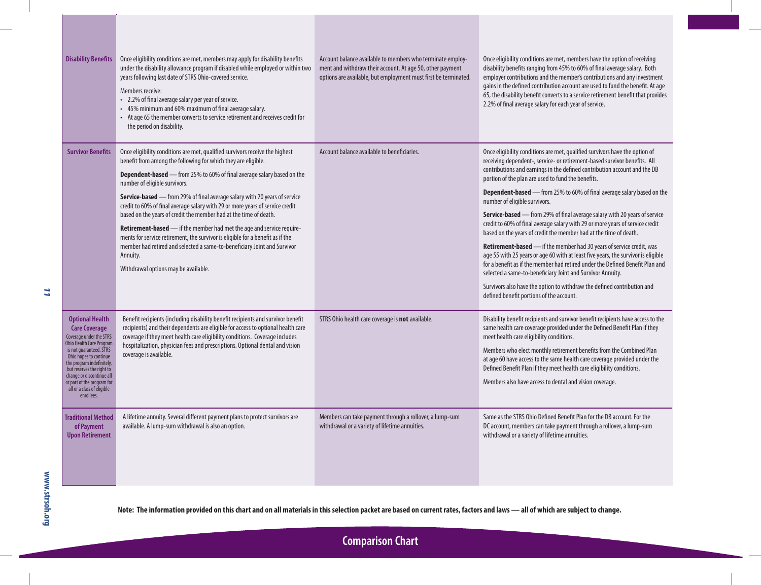| | | | |
|---|---|---|---|
| **Disability Benefits** | Once eligibility conditions are met, members may apply for disability benefits under the disability allowance program if disabled while employed or within two years following last date of STRS Ohio-covered service.<br><br>Members receive:<br>• 2.2% of final average salary per year of service.<br>• 45% minimum and 60% maximum of final average salary.<br>• At age 65 the member converts to service retirement and receives credit for the period on disability. | Account balance available to members who terminate employment and withdraw their account. At age 50, other payment options are available, but employment must first be terminated. | Once eligibility conditions are met, members have the option of receiving disability benefits ranging from 45% to 60% of final average salary. Both employer contributions and the member's contributions and any investment gains in the defined contribution account are used to fund the benefit. At age 65, the disability benefit converts to a service retirement benefit that provides 2.2% of final average salary for each year of service. |
| **Survivor Benefits** | Once eligibility conditions are met, qualified survivors receive the highest benefit from among the following for which they are eligible.<br><br>**Dependent-based** — from 25% to 60% of final average salary based on the number of eligible survivors.<br><br>**Service-based** — from 29% of final average salary with 20 years of service credit to 60% of final average salary with 29 or more years of service credit based on the years of credit the member had at the time of death.<br><br>**Retirement-based** — if the member had met the age and service requirements for service retirement, the survivor is eligible for a benefit as if the member had retired and selected a same-to-beneficiary Joint and Survivor Annuity.<br><br>Withdrawal options may be available. | Account balance available to beneficiaries. | Once eligibility conditions are met, qualified survivors have the option of receiving dependent-, service- or retirement-based survivor benefits. All contributions and earnings in the defined contribution account and the DB portion of the plan are used to fund the benefits.<br><br>**Dependent-based** — from 25% to 60% of final average salary based on the number of eligible survivors.<br><br>**Service-based** — from 29% of final average salary with 20 years of service credit to 60% of final average salary with 29 or more years of service credit based on the years of credit the member had at the time of death.<br><br>**Retirement-based** — if the member had 30 years of service credit, was age 55 with 25 years or age 60 with at least five years, the survivor is eligible for a benefit as if the member had retired under the Defined Benefit Plan and selected a same-to-beneficiary Joint and Survivor Annuity.<br><br>Survivors also have the option to withdraw the defined contribution and defined benefit portions of the account. |
| **Optional Health Care Coverage**<br>Coverage under the STRS Ohio Health Care Program is not guaranteed. STRS Ohio hopes to continue the program indefinitely, but reserves the right to change or discontinue all or part of the program for all or a class of eligible enrollees. | Benefit recipients (including disability benefit recipients and survivor benefit recipients) and their dependents are eligible for access to optional health care coverage if they meet health care eligibility conditions. Coverage includes hospitalization, physician fees and prescriptions. Optional dental and vision coverage is available. | STRS Ohio health care coverage is **not** available. | Disability benefit recipients and survivor benefit recipients have access to the same health care coverage provided under the Defined Benefit Plan if they meet health care eligibility conditions.<br><br>Members who elect monthly retirement benefits from the Combined Plan at age 60 have access to the same health care coverage provided under the Defined Benefit Plan if they meet health care eligibility conditions.<br><br>Members also have access to dental and vision coverage. |
| **Traditional Method of Payment Upon Retirement** | A lifetime annuity. Several different payment plans to protect survivors are available. A lump-sum withdrawal is also an option. | Members can take payment through a rollover, a lump-sum withdrawal or a variety of lifetime annuities. | Same as the STRS Ohio Defined Benefit Plan for the DB account. For the DC account, members can take payment through a rollover, a lump-sum withdrawal or a variety of lifetime annuities. |

**Note: The information provided on this chart and on all materials in this selection packet are based on current rates, factors and laws — all of which are subject to change.**

## Comparison Chart